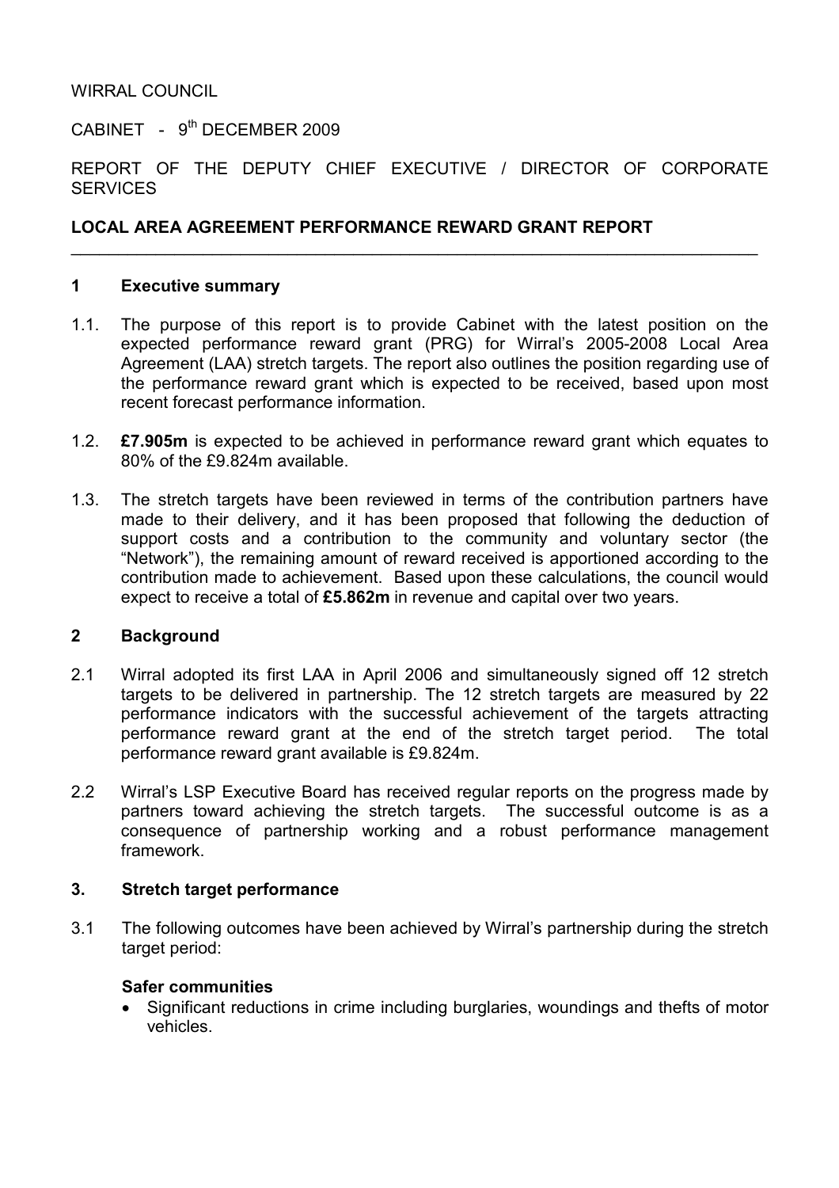WIRRAL COUNCIL

CABINET - 9th DECEMBER 2009

REPORT OF THE DEPUTY CHIEF EXECUTIVE / DIRECTOR OF CORPORATE SERVICES

**LOCAL AREA AGREEMENT PERFORMANCE REWARD GRANT REPORT**

---

## 1 Executive summary

1.1. The purpose of this report is to provide Cabinet with the latest position on the expected performance reward grant (PRG) for Wirral's 2005-2008 Local Area Agreement (LAA) stretch targets. The report also outlines the position regarding use of the performance reward grant which is expected to be received, based upon most recent forecast performance information.

1.2. **£7.905m** is expected to be achieved in performance reward grant which equates to 80% of the £9.824m available.

1.3. The stretch targets have been reviewed in terms of the contribution partners have made to their delivery, and it has been proposed that following the deduction of support costs and a contribution to the community and voluntary sector (the "Network"), the remaining amount of reward received is apportioned according to the contribution made to achievement. Based upon these calculations, the council would expect to receive a total of **£5.862m** in revenue and capital over two years.

## 2 Background

2.1 Wirral adopted its first LAA in April 2006 and simultaneously signed off 12 stretch targets to be delivered in partnership. The 12 stretch targets are measured by 22 performance indicators with the successful achievement of the targets attracting performance reward grant at the end of the stretch target period. The total performance reward grant available is £9.824m.

2.2 Wirral's LSP Executive Board has received regular reports on the progress made by partners toward achieving the stretch targets. The successful outcome is as a consequence of partnership working and a robust performance management framework.

## 3. Stretch target performance

3.1 The following outcomes have been achieved by Wirral's partnership during the stretch target period:

**Safer communities**

- Significant reductions in crime including burglaries, woundings and thefts of motor vehicles.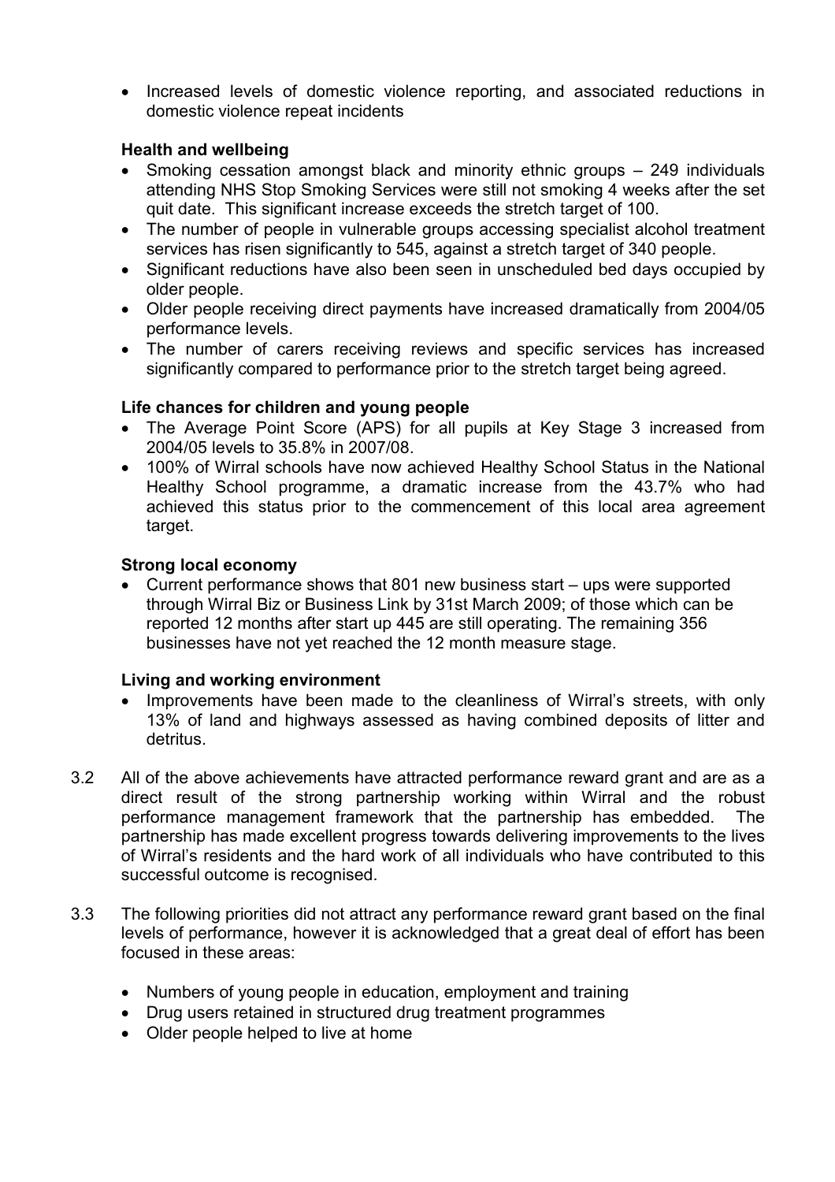- Increased levels of domestic violence reporting, and associated reductions in domestic violence repeat incidents

**Health and wellbeing**

- Smoking cessation amongst black and minority ethnic groups – 249 individuals attending NHS Stop Smoking Services were still not smoking 4 weeks after the set quit date. This significant increase exceeds the stretch target of 100.
- The number of people in vulnerable groups accessing specialist alcohol treatment services has risen significantly to 545, against a stretch target of 340 people.
- Significant reductions have also been seen in unscheduled bed days occupied by older people.
- Older people receiving direct payments have increased dramatically from 2004/05 performance levels.
- The number of carers receiving reviews and specific services has increased significantly compared to performance prior to the stretch target being agreed.

**Life chances for children and young people**

- The Average Point Score (APS) for all pupils at Key Stage 3 increased from 2004/05 levels to 35.8% in 2007/08.
- 100% of Wirral schools have now achieved Healthy School Status in the National Healthy School programme, a dramatic increase from the 43.7% who had achieved this status prior to the commencement of this local area agreement target.

**Strong local economy**

- Current performance shows that 801 new business start – ups were supported through Wirral Biz or Business Link by 31st March 2009; of those which can be reported 12 months after start up 445 are still operating. The remaining 356 businesses have not yet reached the 12 month measure stage.

**Living and working environment**

- Improvements have been made to the cleanliness of Wirral's streets, with only 13% of land and highways assessed as having combined deposits of litter and detritus.

3.2 All of the above achievements have attracted performance reward grant and are as a direct result of the strong partnership working within Wirral and the robust performance management framework that the partnership has embedded. The partnership has made excellent progress towards delivering improvements to the lives of Wirral's residents and the hard work of all individuals who have contributed to this successful outcome is recognised.

3.3 The following priorities did not attract any performance reward grant based on the final levels of performance, however it is acknowledged that a great deal of effort has been focused in these areas:

- Numbers of young people in education, employment and training
- Drug users retained in structured drug treatment programmes
- Older people helped to live at home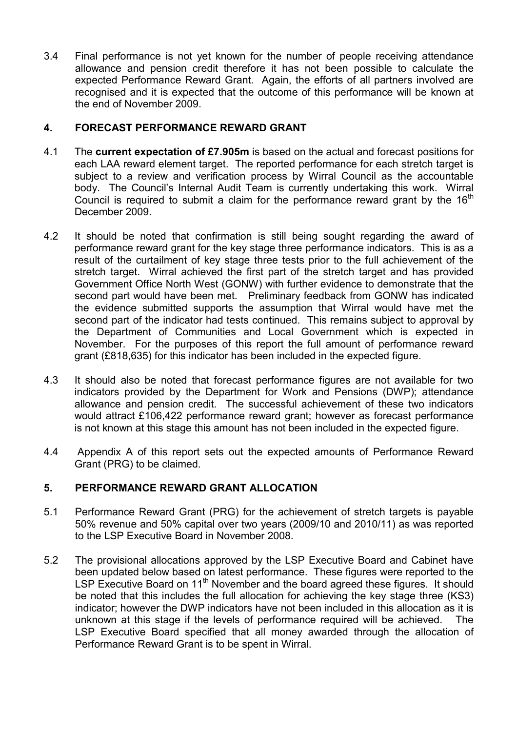3.4 Final performance is not yet known for the number of people receiving attendance allowance and pension credit therefore it has not been possible to calculate the expected Performance Reward Grant. Again, the efforts of all partners involved are recognised and it is expected that the outcome of this performance will be known at the end of November 2009.

## 4. FORECAST PERFORMANCE REWARD GRANT

4.1 The **current expectation of £7.905m** is based on the actual and forecast positions for each LAA reward element target. The reported performance for each stretch target is subject to a review and verification process by Wirral Council as the accountable body. The Council's Internal Audit Team is currently undertaking this work. Wirral Council is required to submit a claim for the performance reward grant by the 16th December 2009.

4.2 It should be noted that confirmation is still being sought regarding the award of performance reward grant for the key stage three performance indicators. This is as a result of the curtailment of key stage three tests prior to the full achievement of the stretch target. Wirral achieved the first part of the stretch target and has provided Government Office North West (GONW) with further evidence to demonstrate that the second part would have been met. Preliminary feedback from GONW has indicated the evidence submitted supports the assumption that Wirral would have met the second part of the indicator had tests continued. This remains subject to approval by the Department of Communities and Local Government which is expected in November. For the purposes of this report the full amount of performance reward grant (£818,635) for this indicator has been included in the expected figure.

4.3 It should also be noted that forecast performance figures are not available for two indicators provided by the Department for Work and Pensions (DWP); attendance allowance and pension credit. The successful achievement of these two indicators would attract £106,422 performance reward grant; however as forecast performance is not known at this stage this amount has not been included in the expected figure.

4.4 Appendix A of this report sets out the expected amounts of Performance Reward Grant (PRG) to be claimed.

## 5. PERFORMANCE REWARD GRANT ALLOCATION

5.1 Performance Reward Grant (PRG) for the achievement of stretch targets is payable 50% revenue and 50% capital over two years (2009/10 and 2010/11) as was reported to the LSP Executive Board in November 2008.

5.2 The provisional allocations approved by the LSP Executive Board and Cabinet have been updated below based on latest performance. These figures were reported to the LSP Executive Board on 11th November and the board agreed these figures. It should be noted that this includes the full allocation for achieving the key stage three (KS3) indicator; however the DWP indicators have not been included in this allocation as it is unknown at this stage if the levels of performance required will be achieved. The LSP Executive Board specified that all money awarded through the allocation of Performance Reward Grant is to be spent in Wirral.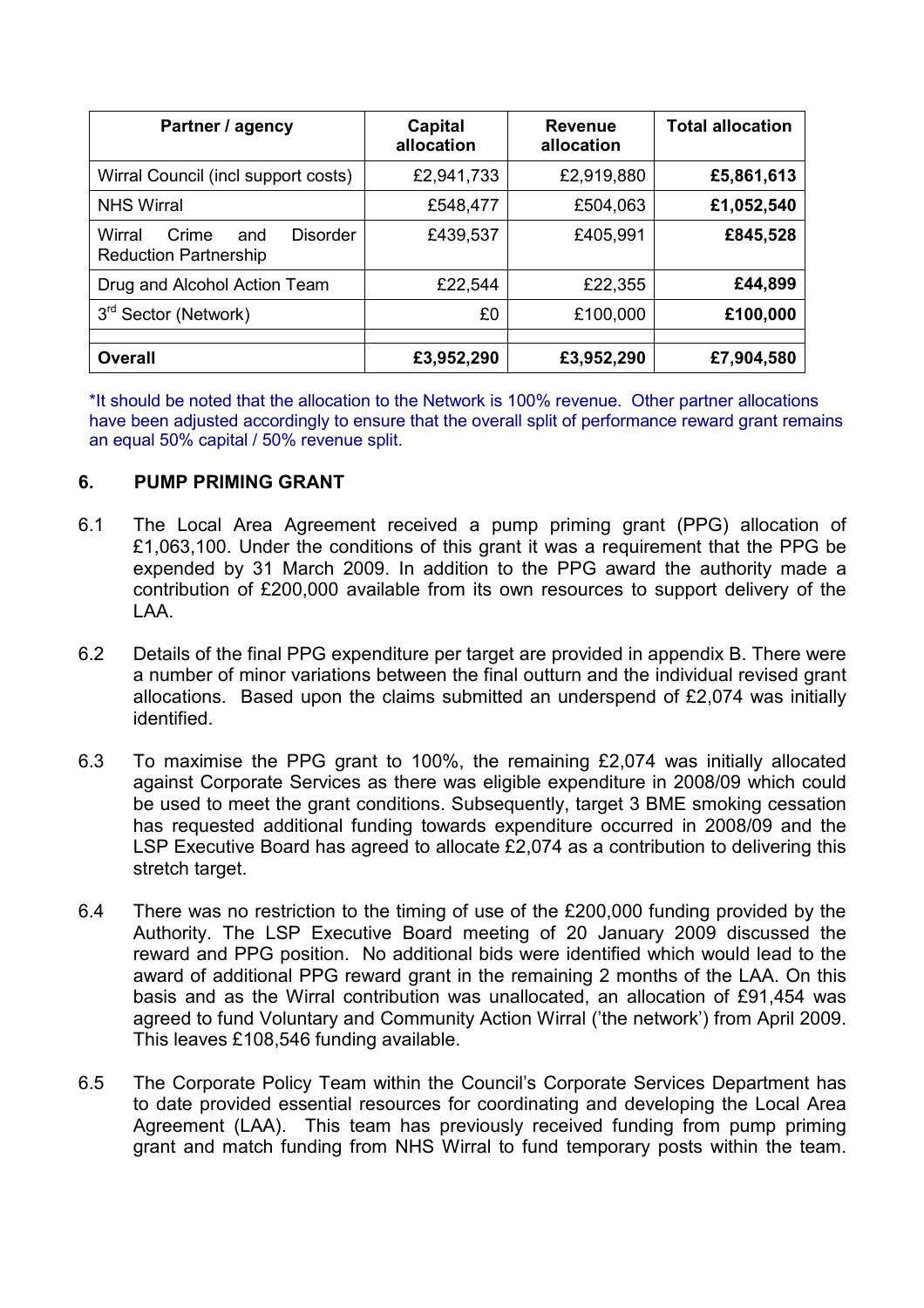| Partner / agency | Capital allocation | Revenue allocation | Total allocation |
|---|---|---|---|
| Wirral Council (incl support costs) | £2,941,733 | £2,919,880 | **£5,861,613** |
| NHS Wirral | £548,477 | £504,063 | **£1,052,540** |
| Wirral Crime and Disorder Reduction Partnership | £439,537 | £405,991 | **£845,528** |
| Drug and Alcohol Action Team | £22,544 | £22,355 | **£44,899** |
| 3rd Sector (Network) | £0 | £100,000 | **£100,000** |
| | | | |
| **Overall** | **£3,952,290** | **£3,952,290** | **£7,904,580** |

*It should be noted that the allocation to the Network is 100% revenue. Other partner allocations have been adjusted accordingly to ensure that the overall split of performance reward grant remains an equal 50% capital / 50% revenue split.

## 6. PUMP PRIMING GRANT

6.1 The Local Area Agreement received a pump priming grant (PPG) allocation of £1,063,100. Under the conditions of this grant it was a requirement that the PPG be expended by 31 March 2009. In addition to the PPG award the authority made a contribution of £200,000 available from its own resources to support delivery of the LAA.

6.2 Details of the final PPG expenditure per target are provided in appendix B. There were a number of minor variations between the final outturn and the individual revised grant allocations. Based upon the claims submitted an underspend of £2,074 was initially identified.

6.3 To maximise the PPG grant to 100%, the remaining £2,074 was initially allocated against Corporate Services as there was eligible expenditure in 2008/09 which could be used to meet the grant conditions. Subsequently, target 3 BME smoking cessation has requested additional funding towards expenditure occurred in 2008/09 and the LSP Executive Board has agreed to allocate £2,074 as a contribution to delivering this stretch target.

6.4 There was no restriction to the timing of use of the £200,000 funding provided by the Authority. The LSP Executive Board meeting of 20 January 2009 discussed the reward and PPG position. No additional bids were identified which would lead to the award of additional PPG reward grant in the remaining 2 months of the LAA. On this basis and as the Wirral contribution was unallocated, an allocation of £91,454 was agreed to fund Voluntary and Community Action Wirral ('the network') from April 2009. This leaves £108,546 funding available.

6.5 The Corporate Policy Team within the Council's Corporate Services Department has to date provided essential resources for coordinating and developing the Local Area Agreement (LAA). This team has previously received funding from pump priming grant and match funding from NHS Wirral to fund temporary posts within the team.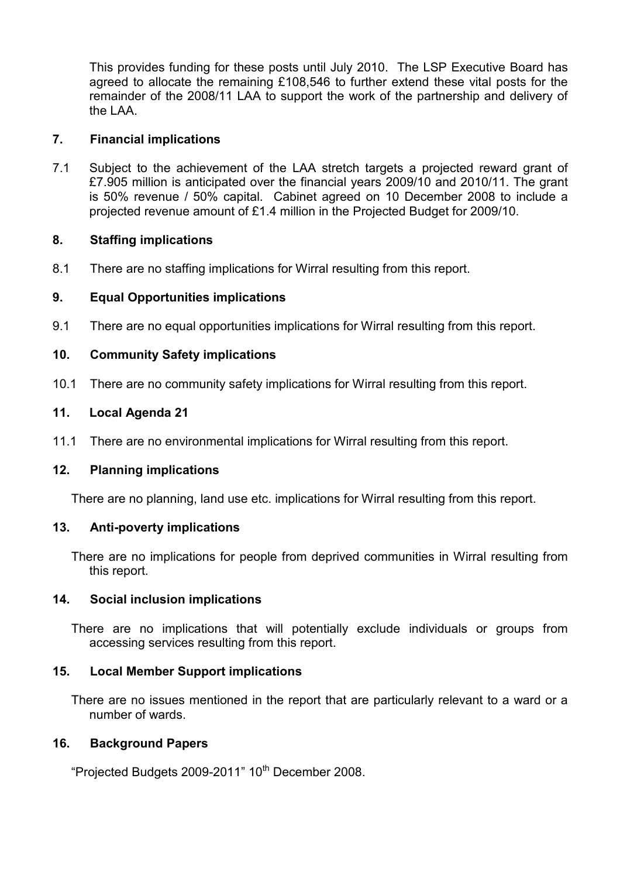This provides funding for these posts until July 2010. The LSP Executive Board has agreed to allocate the remaining £108,546 to further extend these vital posts for the remainder of the 2008/11 LAA to support the work of the partnership and delivery of the LAA.

## 7. Financial implications

7.1 Subject to the achievement of the LAA stretch targets a projected reward grant of £7.905 million is anticipated over the financial years 2009/10 and 2010/11. The grant is 50% revenue / 50% capital. Cabinet agreed on 10 December 2008 to include a projected revenue amount of £1.4 million in the Projected Budget for 2009/10.

## 8. Staffing implications

8.1 There are no staffing implications for Wirral resulting from this report.

## 9. Equal Opportunities implications

9.1 There are no equal opportunities implications for Wirral resulting from this report.

## 10. Community Safety implications

10.1 There are no community safety implications for Wirral resulting from this report.

## 11. Local Agenda 21

11.1 There are no environmental implications for Wirral resulting from this report.

## 12. Planning implications

There are no planning, land use etc. implications for Wirral resulting from this report.

## 13. Anti-poverty implications

There are no implications for people from deprived communities in Wirral resulting from this report.

## 14. Social inclusion implications

There are no implications that will potentially exclude individuals or groups from accessing services resulting from this report.

## 15. Local Member Support implications

There are no issues mentioned in the report that are particularly relevant to a ward or a number of wards.

## 16. Background Papers

"Projected Budgets 2009-2011" 10th December 2008.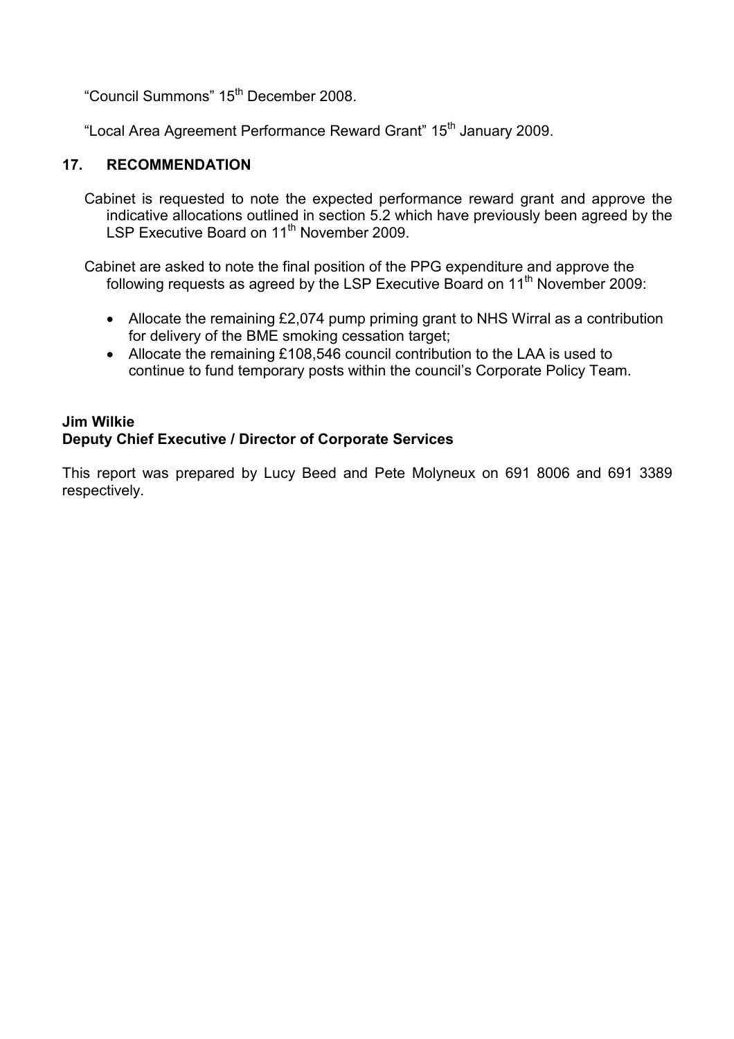"Council Summons" 15th December 2008.

"Local Area Agreement Performance Reward Grant" 15th January 2009.

## 17. RECOMMENDATION

Cabinet is requested to note the expected performance reward grant and approve the indicative allocations outlined in section 5.2 which have previously been agreed by the LSP Executive Board on 11th November 2009.

Cabinet are asked to note the final position of the PPG expenditure and approve the following requests as agreed by the LSP Executive Board on 11th November 2009:

- Allocate the remaining £2,074 pump priming grant to NHS Wirral as a contribution for delivery of the BME smoking cessation target;
- Allocate the remaining £108,546 council contribution to the LAA is used to continue to fund temporary posts within the council's Corporate Policy Team.

**Jim Wilkie**
**Deputy Chief Executive / Director of Corporate Services**

This report was prepared by Lucy Beed and Pete Molyneux on 691 8006 and 691 3389 respectively.